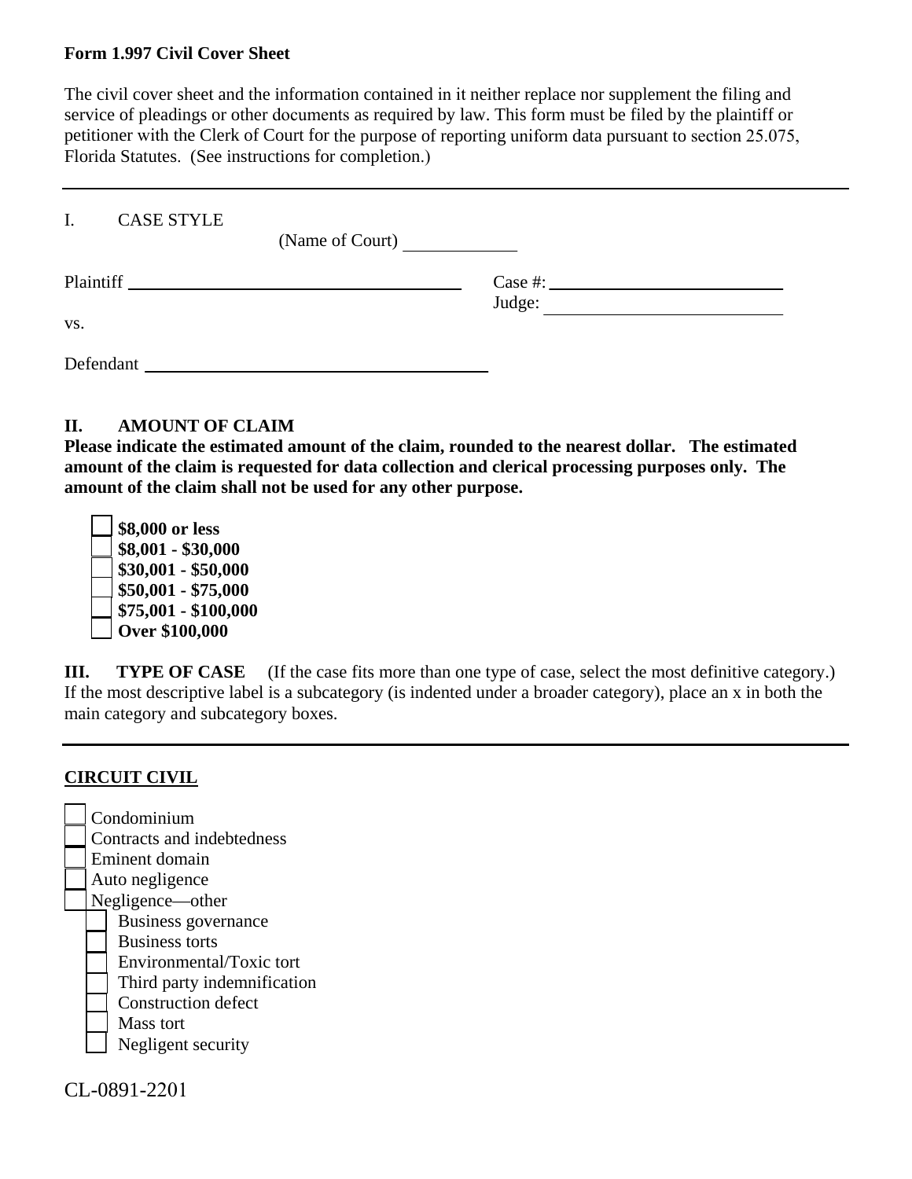**Form 1.997 Civil Cover Sheet**

The civil cover sheet and the information contained in it neither replace nor supplement the filing and service of pleadings or other documents as required by law. This form must be filed by the plaintiff or petitioner with the Clerk of Court for the purpose of reporting uniform data pursuant to section 25.075, Florida Statutes. (See instructions for completion.)

---

I. CASE STYLE

(Name of Court) ____________

Plaintiff ______________________________________ Case #: __________________________

Judge: __________________________

vs.

Defendant ______________________________________

## II. AMOUNT OF CLAIM

**Please indicate the estimated amount of the claim, rounded to the nearest dollar. The estimated amount of the claim is requested for data collection and clerical processing purposes only. The amount of the claim shall not be used for any other purpose.**

- ☐ **$8,000 or less**
- ☐ **$8,001 - $30,000**
- ☐ **$30,001 - $50,000**
- ☐ **$50,001 - $75,000**
- ☐ **$75,001 - $100,000**
- ☐ **Over $100,000**

**III. TYPE OF CASE** (If the case fits more than one type of case, select the most definitive category.) If the most descriptive label is a subcategory (is indented under a broader category), place an x in both the main category and subcategory boxes.

---

**CIRCUIT CIVIL**

- ☐ Condominium
- ☐ Contracts and indebtedness
- ☐ Eminent domain
- ☐ Auto negligence
- ☐ Negligence—other
  - ☐ Business governance
  - ☐ Business torts
  - ☐ Environmental/Toxic tort
  - ☐ Third party indemnification
  - ☐ Construction defect
  - ☐ Mass tort
  - ☐ Negligent security

CL-0891-2201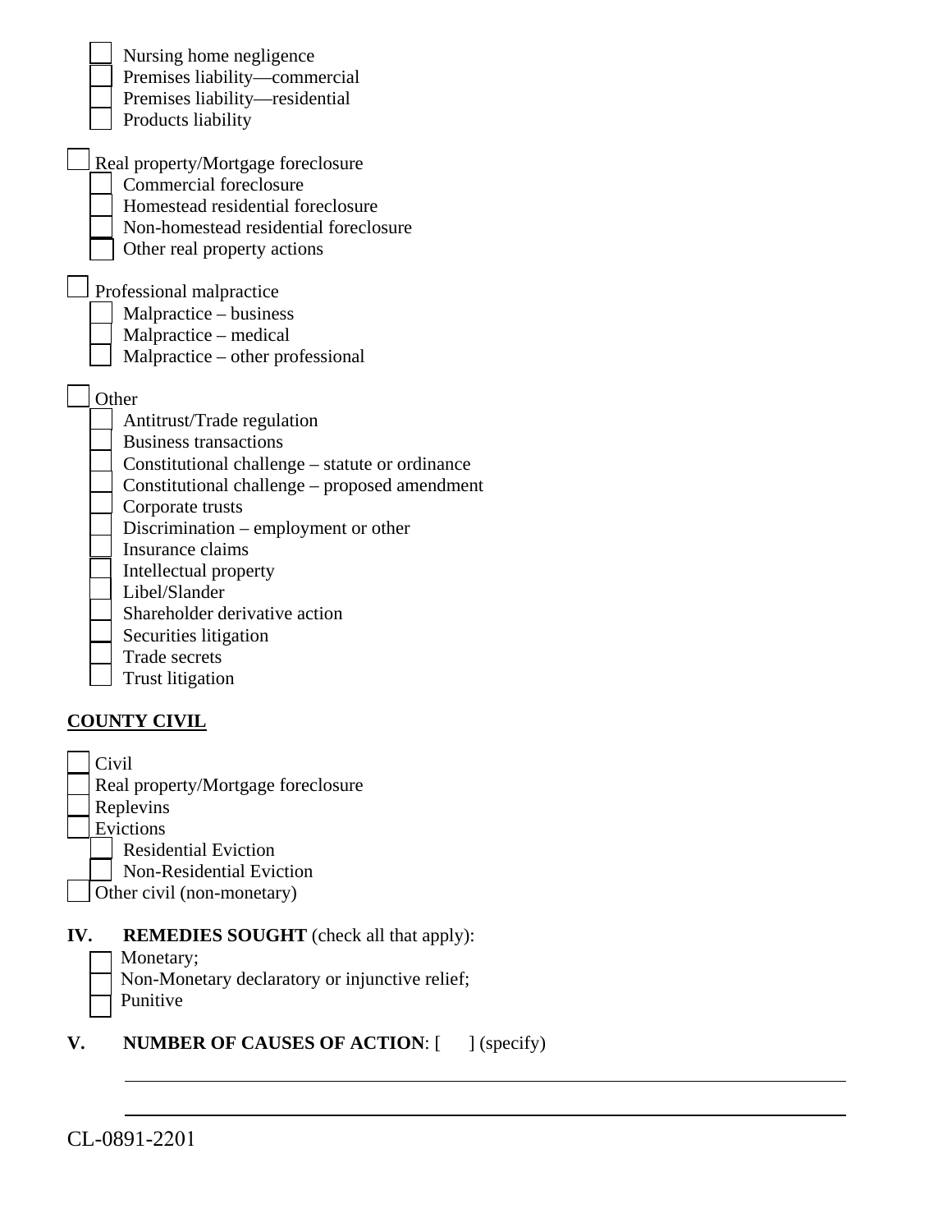- ☐ Nursing home negligence
- ☐ Premises liability—commercial
- ☐ Premises liability—residential
- ☐ Products liability

☐ Real property/Mortgage foreclosure
- ☐ Commercial foreclosure
- ☐ Homestead residential foreclosure
- ☐ Non-homestead residential foreclosure
- ☐ Other real property actions

☐ Professional malpractice
- ☐ Malpractice – business
- ☐ Malpractice – medical
- ☐ Malpractice – other professional

☐ Other
- ☐ Antitrust/Trade regulation
- ☐ Business transactions
- ☐ Constitutional challenge – statute or ordinance
- ☐ Constitutional challenge – proposed amendment
- ☐ Corporate trusts
- ☐ Discrimination – employment or other
- ☐ Insurance claims
- ☐ Intellectual property
- ☐ Libel/Slander
- ☐ Shareholder derivative action
- ☐ Securities litigation
- ☐ Trade secrets
- ☐ Trust litigation

**COUNTY CIVIL**

☐ Civil
☐ Real property/Mortgage foreclosure
☐ Replevins
☐ Evictions
- ☐ Residential Eviction
- ☐ Non-Residential Eviction

☐ Other civil (non-monetary)

**IV. REMEDIES SOUGHT** (check all that apply):
- ☐ Monetary;
- ☐ Non-Monetary declaratory or injunctive relief;
- ☐ Punitive

**V. NUMBER OF CAUSES OF ACTION**: [ ] (specify)

______________________________________________________________________

______________________________________________________________________

CL-0891-2201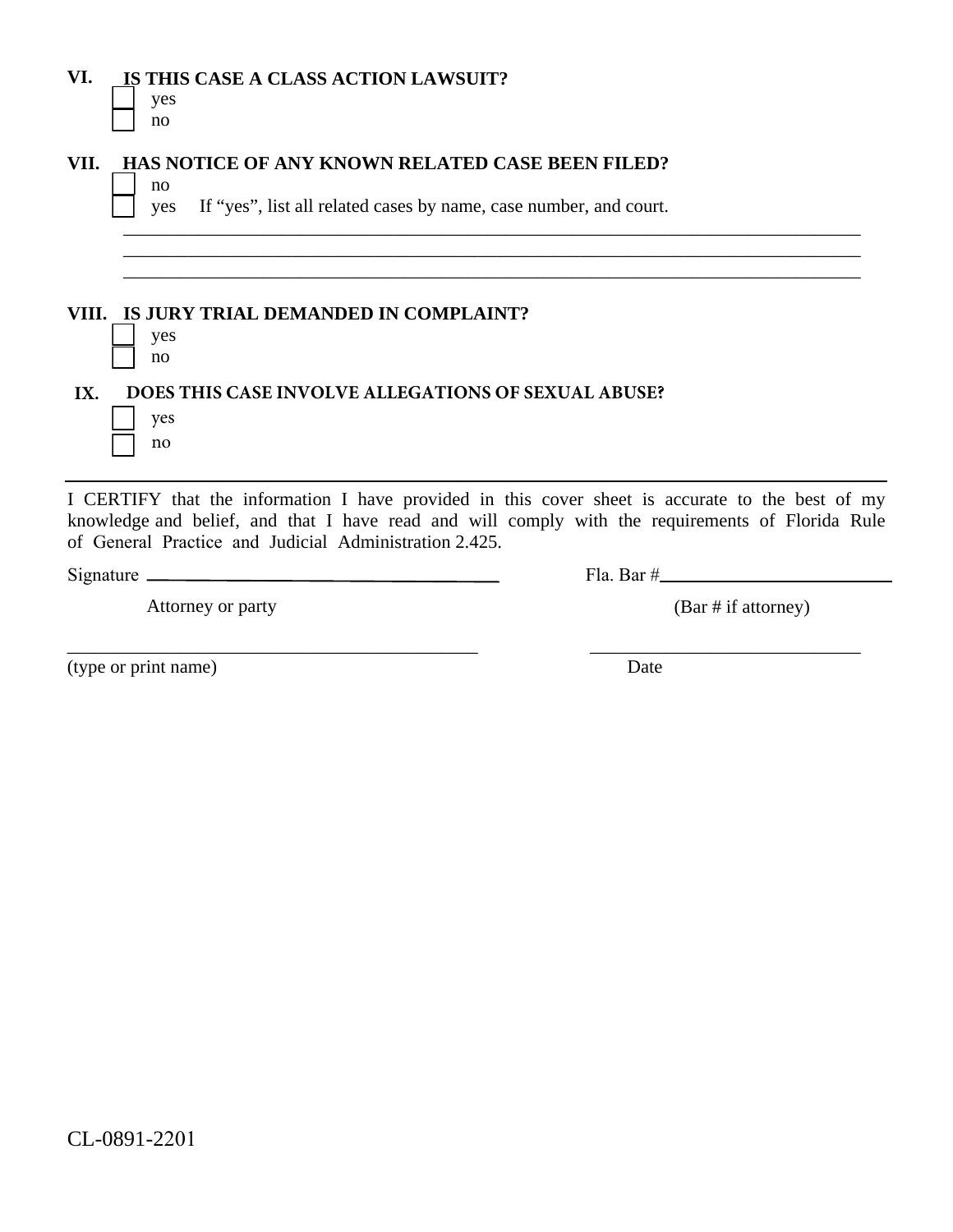**VI. IS THIS CASE A CLASS ACTION LAWSUIT?**

☐ yes
☐ no

**VII. HAS NOTICE OF ANY KNOWN RELATED CASE BEEN FILED?**

☐ no
☐ yes If "yes", list all related cases by name, case number, and court.

\_\_\_\_\_\_\_\_\_\_\_\_\_\_\_\_\_\_\_\_\_\_\_\_\_\_\_\_\_\_\_\_\_\_\_\_\_\_\_\_\_\_\_\_\_\_\_\_\_\_\_\_\_\_\_\_\_\_\_\_\_\_\_\_\_\_\_\_\_\_\_\_

\_\_\_\_\_\_\_\_\_\_\_\_\_\_\_\_\_\_\_\_\_\_\_\_\_\_\_\_\_\_\_\_\_\_\_\_\_\_\_\_\_\_\_\_\_\_\_\_\_\_\_\_\_\_\_\_\_\_\_\_\_\_\_\_\_\_\_\_\_\_\_\_

\_\_\_\_\_\_\_\_\_\_\_\_\_\_\_\_\_\_\_\_\_\_\_\_\_\_\_\_\_\_\_\_\_\_\_\_\_\_\_\_\_\_\_\_\_\_\_\_\_\_\_\_\_\_\_\_\_\_\_\_\_\_\_\_\_\_\_\_\_\_\_\_

**VIII. IS JURY TRIAL DEMANDED IN COMPLAINT?**

☐ yes
☐ no

**IX. DOES THIS CASE INVOLVE ALLEGATIONS OF SEXUAL ABUSE?**

☐ yes
☐ no

---

I CERTIFY that the information I have provided in this cover sheet is accurate to the best of my knowledge and belief, and that I have read and will comply with the requirements of Florida Rule of General Practice and Judicial Administration 2.425.

Signature \_\_\_\_\_\_\_\_\_\_\_\_\_\_\_\_\_\_\_\_\_\_\_\_\_\_\_\_\_\_\_\_\_\_\_\_ Fla. Bar #\_\_\_\_\_\_\_\_\_\_\_\_\_\_\_\_\_\_\_\_\_\_

Attorney or party (Bar # if attorney)

\_\_\_\_\_\_\_\_\_\_\_\_\_\_\_\_\_\_\_\_\_\_\_\_\_\_\_\_\_\_\_\_\_\_\_\_\_\_\_\_ \_\_\_\_\_\_\_\_\_\_\_\_\_\_\_\_\_\_\_\_\_\_\_\_\_\_\_\_

(type or print name) Date

CL-0891-2201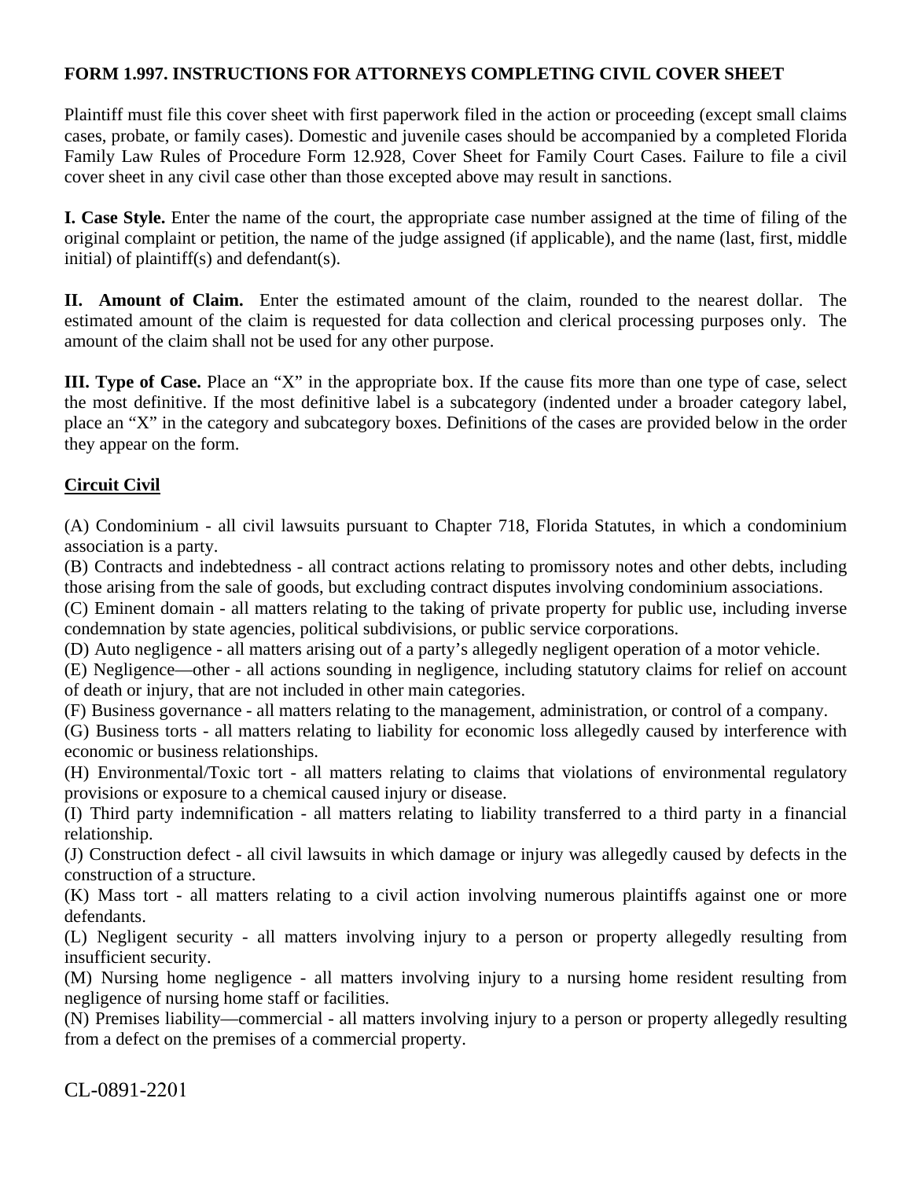**FORM 1.997. INSTRUCTIONS FOR ATTORNEYS COMPLETING CIVIL COVER SHEET**

Plaintiff must file this cover sheet with first paperwork filed in the action or proceeding (except small claims cases, probate, or family cases). Domestic and juvenile cases should be accompanied by a completed Florida Family Law Rules of Procedure Form 12.928, Cover Sheet for Family Court Cases. Failure to file a civil cover sheet in any civil case other than those excepted above may result in sanctions.

**I. Case Style.** Enter the name of the court, the appropriate case number assigned at the time of filing of the original complaint or petition, the name of the judge assigned (if applicable), and the name (last, first, middle initial) of plaintiff(s) and defendant(s).

**II. Amount of Claim.** Enter the estimated amount of the claim, rounded to the nearest dollar. The estimated amount of the claim is requested for data collection and clerical processing purposes only. The amount of the claim shall not be used for any other purpose.

**III. Type of Case.** Place an "X" in the appropriate box. If the cause fits more than one type of case, select the most definitive. If the most definitive label is a subcategory (indented under a broader category label, place an "X" in the category and subcategory boxes. Definitions of the cases are provided below in the order they appear on the form.

**Circuit Civil**

(A) Condominium - all civil lawsuits pursuant to Chapter 718, Florida Statutes, in which a condominium association is a party.
(B) Contracts and indebtedness - all contract actions relating to promissory notes and other debts, including those arising from the sale of goods, but excluding contract disputes involving condominium associations.
(C) Eminent domain - all matters relating to the taking of private property for public use, including inverse condemnation by state agencies, political subdivisions, or public service corporations.
(D) Auto negligence - all matters arising out of a party's allegedly negligent operation of a motor vehicle.
(E) Negligence—other - all actions sounding in negligence, including statutory claims for relief on account of death or injury, that are not included in other main categories.
(F) Business governance - all matters relating to the management, administration, or control of a company.
(G) Business torts - all matters relating to liability for economic loss allegedly caused by interference with economic or business relationships.
(H) Environmental/Toxic tort - all matters relating to claims that violations of environmental regulatory provisions or exposure to a chemical caused injury or disease.
(I) Third party indemnification - all matters relating to liability transferred to a third party in a financial relationship.
(J) Construction defect - all civil lawsuits in which damage or injury was allegedly caused by defects in the construction of a structure.
(K) Mass tort - all matters relating to a civil action involving numerous plaintiffs against one or more defendants.
(L) Negligent security - all matters involving injury to a person or property allegedly resulting from insufficient security.
(M) Nursing home negligence - all matters involving injury to a nursing home resident resulting from negligence of nursing home staff or facilities.
(N) Premises liability—commercial - all matters involving injury to a person or property allegedly resulting from a defect on the premises of a commercial property.

CL-0891-2201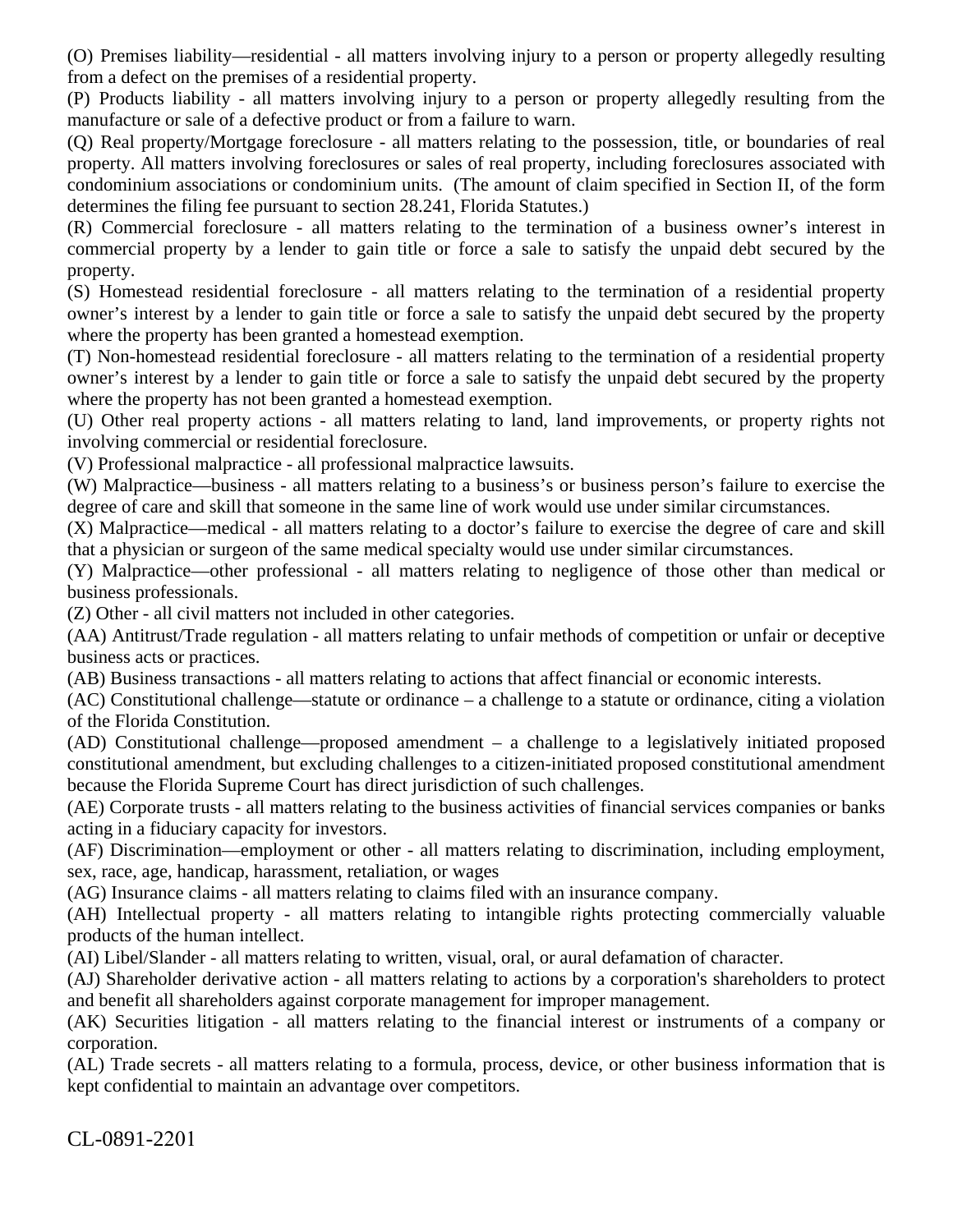(O) Premises liability—residential - all matters involving injury to a person or property allegedly resulting from a defect on the premises of a residential property.

(P) Products liability - all matters involving injury to a person or property allegedly resulting from the manufacture or sale of a defective product or from a failure to warn.

(Q) Real property/Mortgage foreclosure - all matters relating to the possession, title, or boundaries of real property. All matters involving foreclosures or sales of real property, including foreclosures associated with condominium associations or condominium units. (The amount of claim specified in Section II, of the form determines the filing fee pursuant to section 28.241, Florida Statutes.)

(R) Commercial foreclosure - all matters relating to the termination of a business owner's interest in commercial property by a lender to gain title or force a sale to satisfy the unpaid debt secured by the property.

(S) Homestead residential foreclosure - all matters relating to the termination of a residential property owner's interest by a lender to gain title or force a sale to satisfy the unpaid debt secured by the property where the property has been granted a homestead exemption.

(T) Non-homestead residential foreclosure - all matters relating to the termination of a residential property owner's interest by a lender to gain title or force a sale to satisfy the unpaid debt secured by the property where the property has not been granted a homestead exemption.

(U) Other real property actions - all matters relating to land, land improvements, or property rights not involving commercial or residential foreclosure.

(V) Professional malpractice - all professional malpractice lawsuits.

(W) Malpractice—business - all matters relating to a business's or business person's failure to exercise the degree of care and skill that someone in the same line of work would use under similar circumstances.

(X) Malpractice—medical - all matters relating to a doctor's failure to exercise the degree of care and skill that a physician or surgeon of the same medical specialty would use under similar circumstances.

(Y) Malpractice—other professional - all matters relating to negligence of those other than medical or business professionals.

(Z) Other - all civil matters not included in other categories.

(AA) Antitrust/Trade regulation - all matters relating to unfair methods of competition or unfair or deceptive business acts or practices.

(AB) Business transactions - all matters relating to actions that affect financial or economic interests.

(AC) Constitutional challenge—statute or ordinance – a challenge to a statute or ordinance, citing a violation of the Florida Constitution.

(AD) Constitutional challenge—proposed amendment – a challenge to a legislatively initiated proposed constitutional amendment, but excluding challenges to a citizen-initiated proposed constitutional amendment because the Florida Supreme Court has direct jurisdiction of such challenges.

(AE) Corporate trusts - all matters relating to the business activities of financial services companies or banks acting in a fiduciary capacity for investors.

(AF) Discrimination—employment or other - all matters relating to discrimination, including employment, sex, race, age, handicap, harassment, retaliation, or wages

(AG) Insurance claims - all matters relating to claims filed with an insurance company.

(AH) Intellectual property - all matters relating to intangible rights protecting commercially valuable products of the human intellect.

(AI) Libel/Slander - all matters relating to written, visual, oral, or aural defamation of character.

(AJ) Shareholder derivative action - all matters relating to actions by a corporation's shareholders to protect and benefit all shareholders against corporate management for improper management.

(AK) Securities litigation - all matters relating to the financial interest or instruments of a company or corporation.

(AL) Trade secrets - all matters relating to a formula, process, device, or other business information that is kept confidential to maintain an advantage over competitors.

CL-0891-2201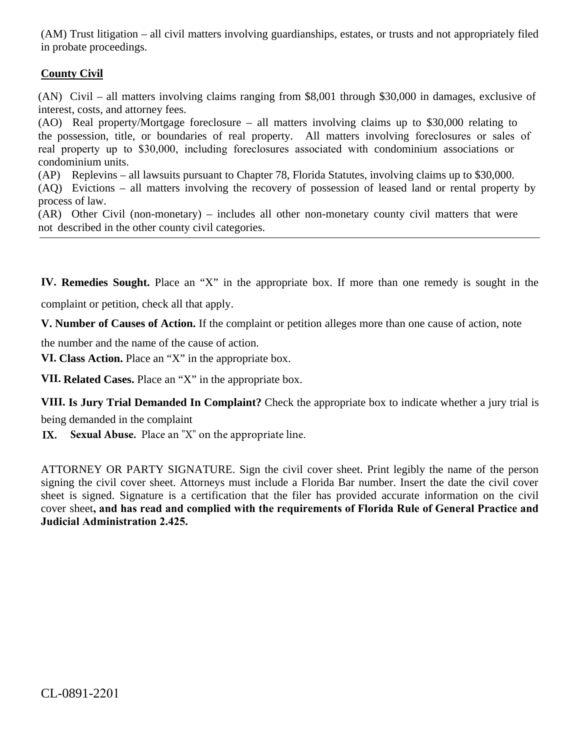(AM) Trust litigation – all civil matters involving guardianships, estates, or trusts and not appropriately filed in probate proceedings.

**County Civil**

(AN) Civil – all matters involving claims ranging from $8,001 through $30,000 in damages, exclusive of interest, costs, and attorney fees.

(AO) Real property/Mortgage foreclosure – all matters involving claims up to $30,000 relating to the possession, title, or boundaries of real property. All matters involving foreclosures or sales of real property up to $30,000, including foreclosures associated with condominium associations or condominium units.

(AP) Replevins – all lawsuits pursuant to Chapter 78, Florida Statutes, involving claims up to $30,000.

(AQ) Evictions – all matters involving the recovery of possession of leased land or rental property by process of law.

(AR) Other Civil (non-monetary) – includes all other non-monetary county civil matters that were not described in the other county civil categories.

---

**IV. Remedies Sought.** Place an "X" in the appropriate box. If more than one remedy is sought in the complaint or petition, check all that apply.

**V. Number of Causes of Action.** If the complaint or petition alleges more than one cause of action, note the number and the name of the cause of action.

**VI. Class Action.** Place an "X" in the appropriate box.

**VII. Related Cases.** Place an "X" in the appropriate box.

**VIII. Is Jury Trial Demanded In Complaint?** Check the appropriate box to indicate whether a jury trial is being demanded in the complaint

**IX. Sexual Abuse.** Place an "X" on the appropriate line.

ATTORNEY OR PARTY SIGNATURE. Sign the civil cover sheet. Print legibly the name of the person signing the civil cover sheet. Attorneys must include a Florida Bar number. Insert the date the civil cover sheet is signed. Signature is a certification that the filer has provided accurate information on the civil cover sheet**, and has read and complied with the requirements of Florida Rule of General Practice and Judicial Administration 2.425.**

CL-0891-2201